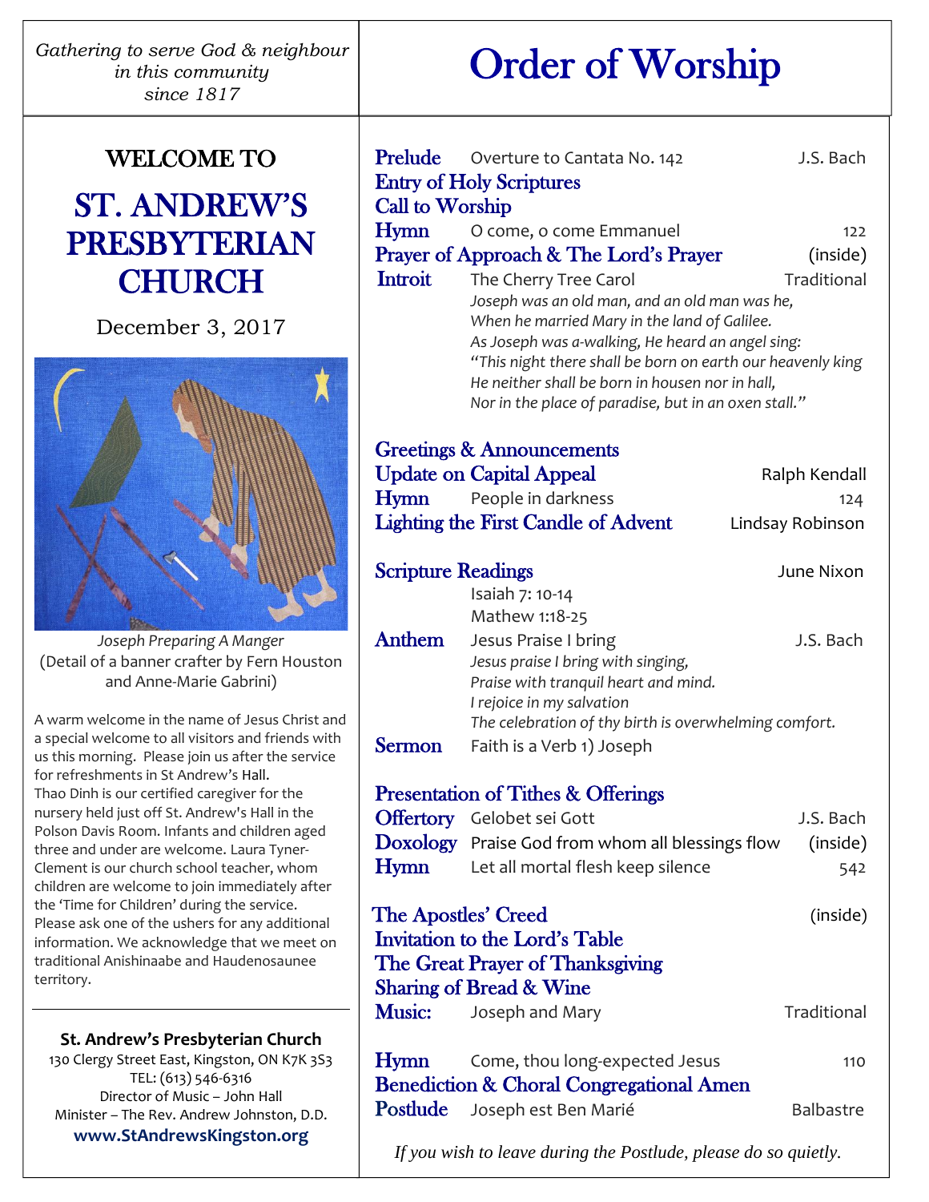*Gathering to serve God & neighbour in this community since 1817*

# WELCOME TO

# ST. ANDREW'S PRESBYTERIAN CHURCH

December 3, 2017

*Joseph Preparing A Manger*
(Detail of a banner crafter by Fern Houston and Anne-Marie Gabrini)

A warm welcome in the name of Jesus Christ and a special welcome to all visitors and friends with us this morning. Please join us after the service for refreshments in St Andrew's Hall. Thao Dinh is our certified caregiver for the nursery held just off St. Andrew's Hall in the Polson Davis Room. Infants and children aged three and under are welcome. Laura Tyner-Clement is our church school teacher, whom children are welcome to join immediately after the 'Time for Children' during the service. Please ask one of the ushers for any additional information. We acknowledge that we meet on traditional Anishinaabe and Haudenosaunee territory.

---

**St. Andrew's Presbyterian Church**
130 Clergy Street East, Kingston, ON K7K 3S3
TEL: (613) 546-6316
Director of Music – John Hall
Minister – The Rev. Andrew Johnston, D.D.
**www.StAndrewsKingston.org**

# Order of Worship

**Prelude** Overture to Cantata No. 142 — J.S. Bach
**Entry of Holy Scriptures**
**Call to Worship**
**Hymn** O come, o come Emmanuel — 122
**Prayer of Approach & The Lord's Prayer** — (inside)
**Introit** The Cherry Tree Carol — Traditional
*Joseph was an old man, and an old man was he,*
*When he married Mary in the land of Galilee.*
*As Joseph was a-walking, He heard an angel sing:*
*"This night there shall be born on earth our heavenly king*
*He neither shall be born in housen nor in hall,*
*Nor in the place of paradise, but in an oxen stall."*

**Greetings & Announcements**
**Update on Capital Appeal** — Ralph Kendall
**Hymn** People in darkness — 124
**Lighting the First Candle of Advent** — Lindsay Robinson

**Scripture Readings** — June Nixon
Isaiah 7: 10-14
Mathew 1:18-25
**Anthem** Jesus Praise I bring — J.S. Bach
*Jesus praise I bring with singing,*
*Praise with tranquil heart and mind.*
*I rejoice in my salvation*
*The celebration of thy birth is overwhelming comfort.*
**Sermon** Faith is a Verb 1) Joseph

**Presentation of Tithes & Offerings**
**Offertory** Gelobet sei Gott — J.S. Bach
**Doxology** Praise God from whom all blessings flow — (inside)
**Hymn** Let all mortal flesh keep silence — 542

**The Apostles' Creed** — (inside)
**Invitation to the Lord's Table**
**The Great Prayer of Thanksgiving**
**Sharing of Bread & Wine**
**Music:** Joseph and Mary — Traditional

**Hymn** Come, thou long-expected Jesus — 110
**Benediction & Choral Congregational Amen**
**Postlude** Joseph est Ben Marié — Balbastre

*If you wish to leave during the Postlude, please do so quietly.*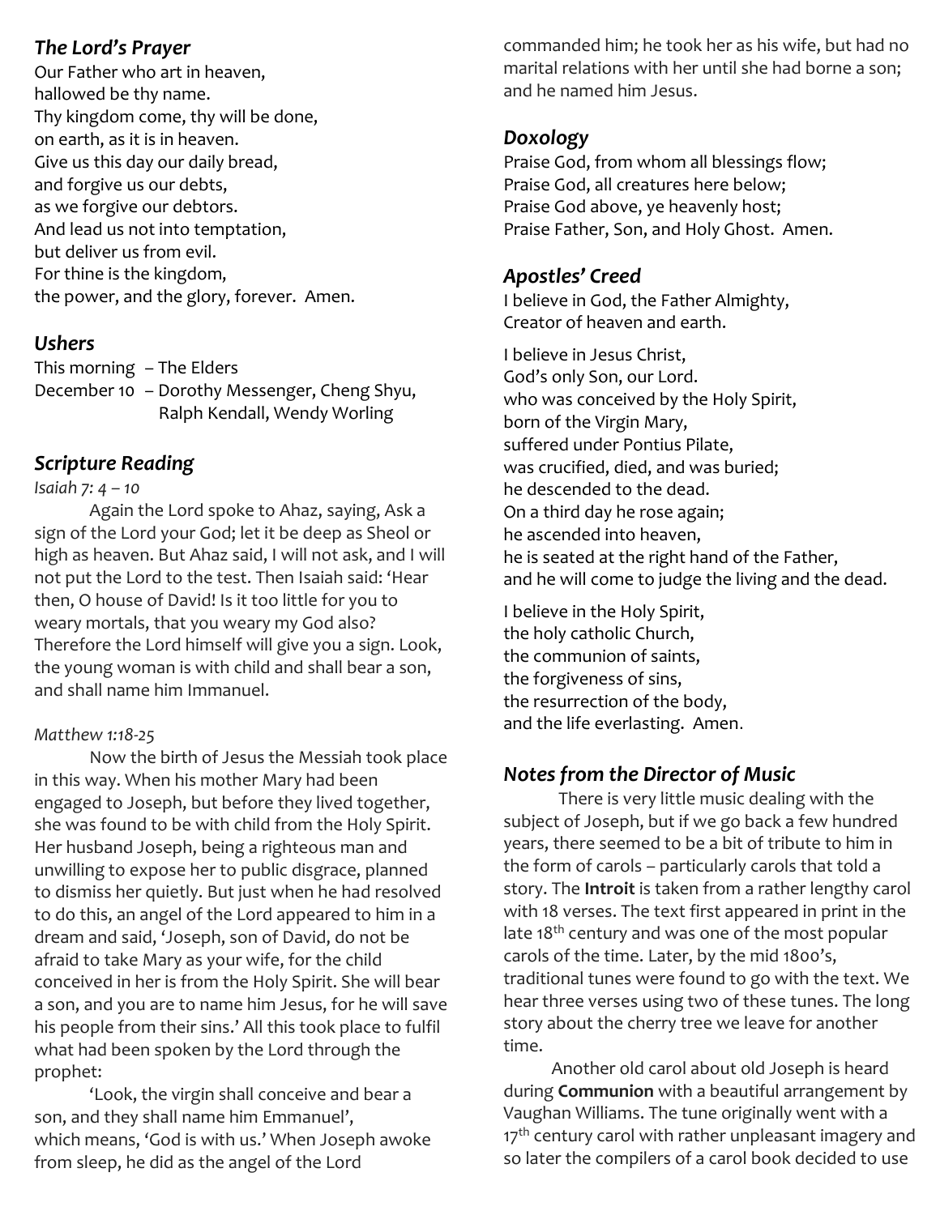### *The Lord's Prayer*

Our Father who art in heaven,
hallowed be thy name.
Thy kingdom come, thy will be done,
on earth, as it is in heaven.
Give us this day our daily bread,
and forgive us our debts,
as we forgive our debtors.
And lead us not into temptation,
but deliver us from evil.
For thine is the kingdom,
the power, and the glory, forever. Amen.

### *Ushers*

This morning – The Elders
December 10 – Dorothy Messenger, Cheng Shyu, Ralph Kendall, Wendy Worling

### *Scripture Reading*

*Isaiah 7: 4 – 10*

Again the Lord spoke to Ahaz, saying, Ask a sign of the Lord your God; let it be deep as Sheol or high as heaven. But Ahaz said, I will not ask, and I will not put the Lord to the test. Then Isaiah said: 'Hear then, O house of David! Is it too little for you to weary mortals, that you weary my God also? Therefore the Lord himself will give you a sign. Look, the young woman is with child and shall bear a son, and shall name him Immanuel.

*Matthew 1:18-25*

Now the birth of Jesus the Messiah took place in this way. When his mother Mary had been engaged to Joseph, but before they lived together, she was found to be with child from the Holy Spirit. Her husband Joseph, being a righteous man and unwilling to expose her to public disgrace, planned to dismiss her quietly. But just when he had resolved to do this, an angel of the Lord appeared to him in a dream and said, 'Joseph, son of David, do not be afraid to take Mary as your wife, for the child conceived in her is from the Holy Spirit. She will bear a son, and you are to name him Jesus, for he will save his people from their sins.' All this took place to fulfil what had been spoken by the Lord through the prophet:

'Look, the virgin shall conceive and bear a son, and they shall name him Emmanuel', which means, 'God is with us.' When Joseph awoke from sleep, he did as the angel of the Lord commanded him; he took her as his wife, but had no marital relations with her until she had borne a son; and he named him Jesus.

### *Doxology*

Praise God, from whom all blessings flow;
Praise God, all creatures here below;
Praise God above, ye heavenly host;
Praise Father, Son, and Holy Ghost. Amen.

### *Apostles' Creed*

I believe in God, the Father Almighty,
Creator of heaven and earth.

I believe in Jesus Christ,
God's only Son, our Lord.
who was conceived by the Holy Spirit,
born of the Virgin Mary,
suffered under Pontius Pilate,
was crucified, died, and was buried;
he descended to the dead.
On a third day he rose again;
he ascended into heaven,
he is seated at the right hand of the Father,
and he will come to judge the living and the dead.

I believe in the Holy Spirit,
the holy catholic Church,
the communion of saints,
the forgiveness of sins,
the resurrection of the body,
and the life everlasting. Amen.

### *Notes from the Director of Music*

There is very little music dealing with the subject of Joseph, but if we go back a few hundred years, there seemed to be a bit of tribute to him in the form of carols – particularly carols that told a story. The **Introit** is taken from a rather lengthy carol with 18 verses. The text first appeared in print in the late 18th century and was one of the most popular carols of the time. Later, by the mid 1800's, traditional tunes were found to go with the text. We hear three verses using two of these tunes. The long story about the cherry tree we leave for another time.

Another old carol about old Joseph is heard during **Communion** with a beautiful arrangement by Vaughan Williams. The tune originally went with a 17th century carol with rather unpleasant imagery and so later the compilers of a carol book decided to use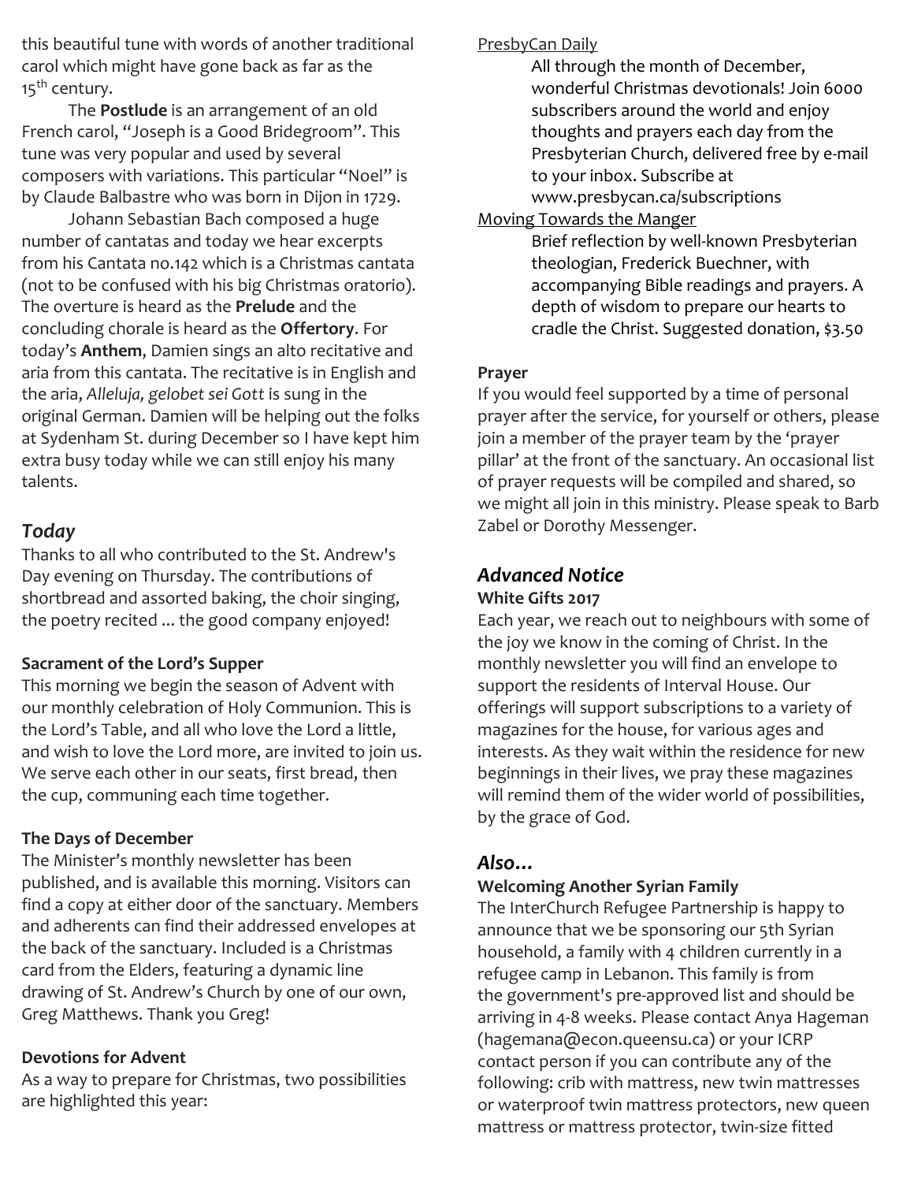this beautiful tune with words of another traditional carol which might have gone back as far as the 15th century.

The **Postlude** is an arrangement of an old French carol, "Joseph is a Good Bridegroom". This tune was very popular and used by several composers with variations. This particular "Noel" is by Claude Balbastre who was born in Dijon in 1729.

Johann Sebastian Bach composed a huge number of cantatas and today we hear excerpts from his Cantata no.142 which is a Christmas cantata (not to be confused with his big Christmas oratorio). The overture is heard as the **Prelude** and the concluding chorale is heard as the **Offertory**. For today's **Anthem**, Damien sings an alto recitative and aria from this cantata. The recitative is in English and the aria, *Alleluja, gelobet sei Gott* is sung in the original German. Damien will be helping out the folks at Sydenham St. during December so I have kept him extra busy today while we can still enjoy his many talents.

## *Today*

Thanks to all who contributed to the St. Andrew's Day evening on Thursday. The contributions of shortbread and assorted baking, the choir singing, the poetry recited ... the good company enjoyed!

**Sacrament of the Lord's Supper**

This morning we begin the season of Advent with our monthly celebration of Holy Communion. This is the Lord's Table, and all who love the Lord a little, and wish to love the Lord more, are invited to join us. We serve each other in our seats, first bread, then the cup, communing each time together.

**The Days of December**

The Minister's monthly newsletter has been published, and is available this morning. Visitors can find a copy at either door of the sanctuary. Members and adherents can find their addressed envelopes at the back of the sanctuary. Included is a Christmas card from the Elders, featuring a dynamic line drawing of St. Andrew's Church by one of our own, Greg Matthews. Thank you Greg!

**Devotions for Advent**

As a way to prepare for Christmas, two possibilities are highlighted this year:

PresbyCan Daily

> All through the month of December, wonderful Christmas devotionals! Join 6000 subscribers around the world and enjoy thoughts and prayers each day from the Presbyterian Church, delivered free by e-mail to your inbox. Subscribe at www.presbycan.ca/subscriptions

Moving Towards the Manger

> Brief reflection by well-known Presbyterian theologian, Frederick Buechner, with accompanying Bible readings and prayers. A depth of wisdom to prepare our hearts to cradle the Christ. Suggested donation, $3.50

**Prayer**

If you would feel supported by a time of personal prayer after the service, for yourself or others, please join a member of the prayer team by the 'prayer pillar' at the front of the sanctuary. An occasional list of prayer requests will be compiled and shared, so we might all join in this ministry. Please speak to Barb Zabel or Dorothy Messenger.

## *Advanced Notice*

**White Gifts 2017**

Each year, we reach out to neighbours with some of the joy we know in the coming of Christ. In the monthly newsletter you will find an envelope to support the residents of Interval House. Our offerings will support subscriptions to a variety of magazines for the house, for various ages and interests. As they wait within the residence for new beginnings in their lives, we pray these magazines will remind them of the wider world of possibilities, by the grace of God.

## *Also…*

**Welcoming Another Syrian Family**

The InterChurch Refugee Partnership is happy to announce that we be sponsoring our 5th Syrian household, a family with 4 children currently in a refugee camp in Lebanon. This family is from the government's pre-approved list and should be arriving in 4-8 weeks. Please contact Anya Hageman (hagemana@econ.queensu.ca) or your ICRP contact person if you can contribute any of the following: crib with mattress, new twin mattresses or waterproof twin mattress protectors, new queen mattress or mattress protector, twin-size fitted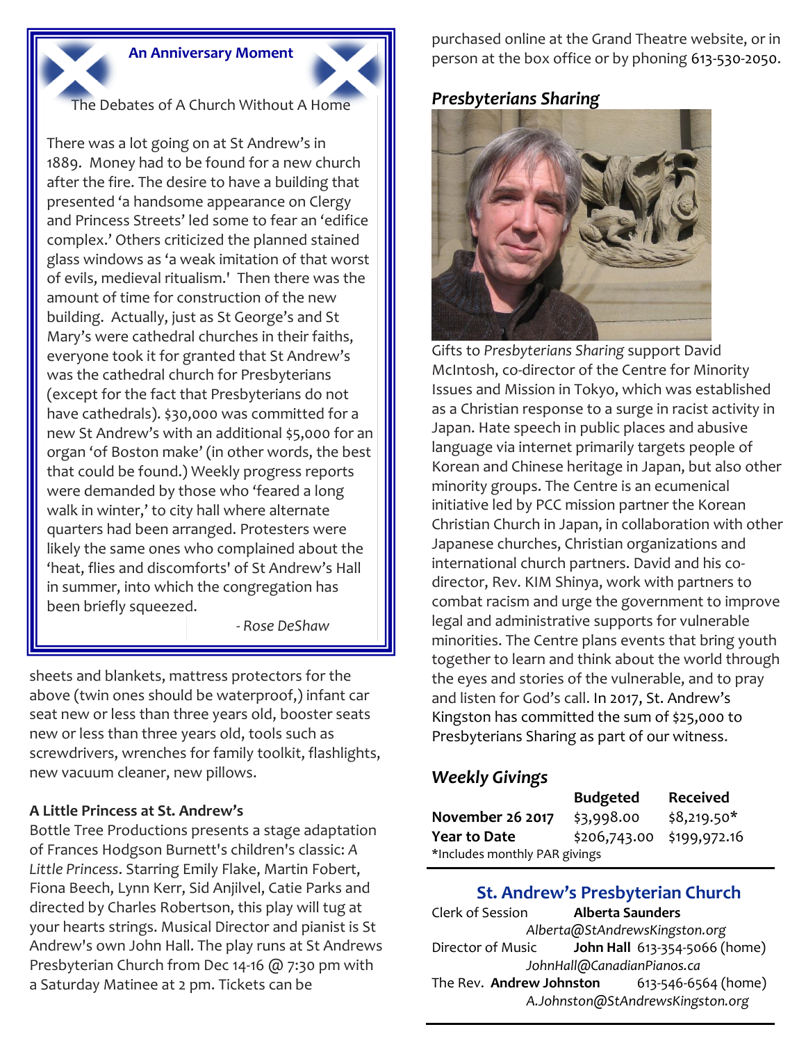### An Anniversary Moment

The Debates of A Church Without A Home

There was a lot going on at St Andrew's in 1889. Money had to be found for a new church after the fire. The desire to have a building that presented 'a handsome appearance on Clergy and Princess Streets' led some to fear an 'edifice complex.' Others criticized the planned stained glass windows as 'a weak imitation of that worst of evils, medieval ritualism.' Then there was the amount of time for construction of the new building. Actually, just as St George's and St Mary's were cathedral churches in their faiths, everyone took it for granted that St Andrew's was the cathedral church for Presbyterians (except for the fact that Presbyterians do not have cathedrals). $30,000 was committed for a new St Andrew's with an additional $5,000 for an organ 'of Boston make' (in other words, the best that could be found.) Weekly progress reports were demanded by those who 'feared a long walk in winter,' to city hall where alternate quarters had been arranged. Protesters were likely the same ones who complained about the 'heat, flies and discomforts' of St Andrew's Hall in summer, into which the congregation has been briefly squeezed.

*- Rose DeShaw*

sheets and blankets, mattress protectors for the above (twin ones should be waterproof,) infant car seat new or less than three years old, booster seats new or less than three years old, tools such as screwdrivers, wrenches for family toolkit, flashlights, new vacuum cleaner, new pillows.

**A Little Princess at St. Andrew's**

Bottle Tree Productions presents a stage adaptation of Frances Hodgson Burnett's children's classic: *A Little Princess*. Starring Emily Flake, Martin Fobert, Fiona Beech, Lynn Kerr, Sid Anjilvel, Catie Parks and directed by Charles Robertson, this play will tug at your hearts strings. Musical Director and pianist is St Andrew's own John Hall. The play runs at St Andrews Presbyterian Church from Dec 14-16 @ 7:30 pm with a Saturday Matinee at 2 pm. Tickets can be purchased online at the Grand Theatre website, or in person at the box office or by phoning 613-530-2050.

### *Presbyterians Sharing*

Gifts to *Presbyterians Sharing* support David McIntosh, co-director of the Centre for Minority Issues and Mission in Tokyo, which was established as a Christian response to a surge in racist activity in Japan. Hate speech in public places and abusive language via internet primarily targets people of Korean and Chinese heritage in Japan, but also other minority groups. The Centre is an ecumenical initiative led by PCC mission partner the Korean Christian Church in Japan, in collaboration with other Japanese churches, Christian organizations and international church partners. David and his co-director, Rev. KIM Shinya, work with partners to combat racism and urge the government to improve legal and administrative supports for vulnerable minorities. The Centre plans events that bring youth together to learn and think about the world through the eyes and stories of the vulnerable, and to pray and listen for God's call. In 2017, St. Andrew's Kingston has committed the sum of $25,000 to Presbyterians Sharing as part of our witness.

### *Weekly Givings*

| | Budgeted | Received |
|---|---|---|
| **November 26 2017** | $3,998.00 | $8,219.50* |
| **Year to Date** | $206,743.00 | $199,972.16 |

*Includes monthly PAR givings

## St. Andrew's Presbyterian Church

Clerk of Session **Alberta Saunders**
*Alberta@StAndrewsKingston.org*

Director of Music **John Hall** 613-354-5066 (home)
*JohnHall@CanadianPianos.ca*

The Rev. **Andrew Johnston** 613-546-6564 (home)
*A.Johnston@StAndrewsKingston.org*